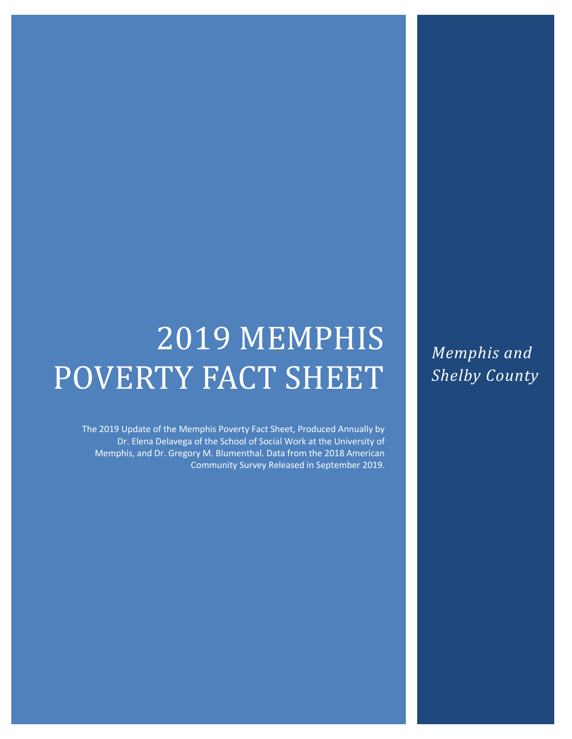# 2019 MEMPHIS POVERTY FACT SHEET

*Memphis and Shelby County*

The 2019 Update of the Memphis Poverty Fact Sheet, Produced Annually by Dr. Elena Delavega of the School of Social Work at the University of Memphis, and Dr. Gregory M. Blumenthal. Data from the 2018 American Community Survey Released in September 2019.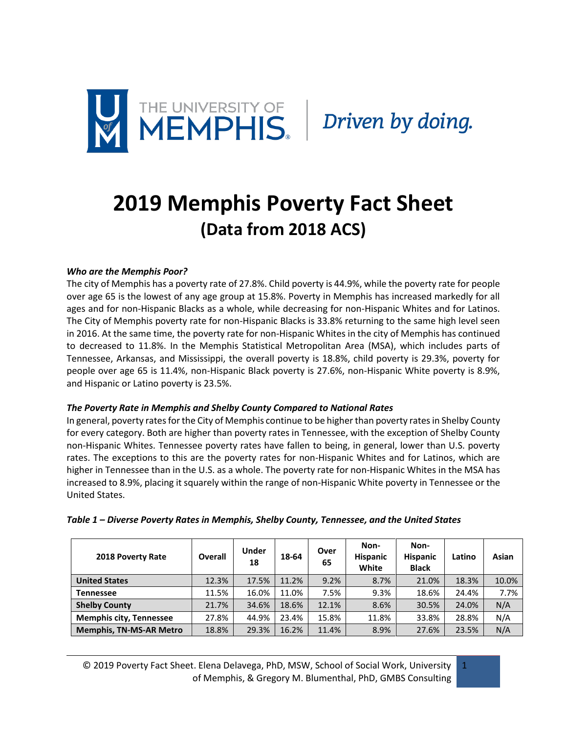THE UNIVERSITY OF MEMPHIS | *Driven by doing.*

# 2019 Memphis Poverty Fact Sheet
## (Data from 2018 ACS)

***Who are the Memphis Poor?***

The city of Memphis has a poverty rate of 27.8%. Child poverty is 44.9%, while the poverty rate for people over age 65 is the lowest of any age group at 15.8%. Poverty in Memphis has increased markedly for all ages and for non-Hispanic Blacks as a whole, while decreasing for non-Hispanic Whites and for Latinos. The City of Memphis poverty rate for non-Hispanic Blacks is 33.8% returning to the same high level seen in 2016. At the same time, the poverty rate for non-Hispanic Whites in the city of Memphis has continued to decreased to 11.8%. In the Memphis Statistical Metropolitan Area (MSA), which includes parts of Tennessee, Arkansas, and Mississippi, the overall poverty is 18.8%, child poverty is 29.3%, poverty for people over age 65 is 11.4%, non-Hispanic Black poverty is 27.6%, non-Hispanic White poverty is 8.9%, and Hispanic or Latino poverty is 23.5%.

***The Poverty Rate in Memphis and Shelby County Compared to National Rates***

In general, poverty rates for the City of Memphis continue to be higher than poverty rates in Shelby County for every category. Both are higher than poverty rates in Tennessee, with the exception of Shelby County non-Hispanic Whites. Tennessee poverty rates have fallen to being, in general, lower than U.S. poverty rates. The exceptions to this are the poverty rates for non-Hispanic Whites and for Latinos, which are higher in Tennessee than in the U.S. as a whole. The poverty rate for non-Hispanic Whites in the MSA has increased to 8.9%, placing it squarely within the range of non-Hispanic White poverty in Tennessee or the United States.

***Table 1 – Diverse Poverty Rates in Memphis, Shelby County, Tennessee, and the United States***

| 2018 Poverty Rate | Overall | Under 18 | 18-64 | Over 65 | Non-Hispanic White | Non-Hispanic Black | Latino | Asian |
|---|---|---|---|---|---|---|---|---|
| **United States** | 12.3% | 17.5% | 11.2% | 9.2% | 8.7% | 21.0% | 18.3% | 10.0% |
| **Tennessee** | 11.5% | 16.0% | 11.0% | 7.5% | 9.3% | 18.6% | 24.4% | 7.7% |
| **Shelby County** | 21.7% | 34.6% | 18.6% | 12.1% | 8.6% | 30.5% | 24.0% | N/A |
| **Memphis city, Tennessee** | 27.8% | 44.9% | 23.4% | 15.8% | 11.8% | 33.8% | 28.8% | N/A |
| **Memphis, TN-MS-AR Metro** | 18.8% | 29.3% | 16.2% | 11.4% | 8.9% | 27.6% | 23.5% | N/A |

© 2019 Poverty Fact Sheet. Elena Delavega, PhD, MSW, School of Social Work, University of Memphis, & Gregory M. Blumenthal, PhD, GMBS Consulting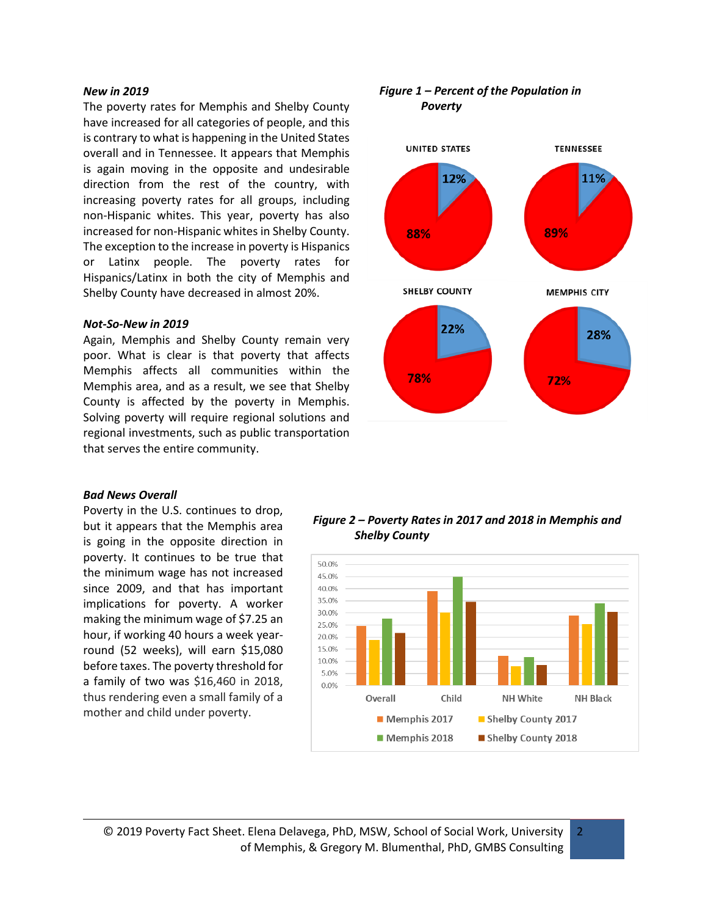### *New in 2019*

The poverty rates for Memphis and Shelby County have increased for all categories of people, and this is contrary to what is happening in the United States overall and in Tennessee. It appears that Memphis is again moving in the opposite and undesirable direction from the rest of the country, with increasing poverty rates for all groups, including non-Hispanic whites. This year, poverty has also increased for non-Hispanic whites in Shelby County. The exception to the increase in poverty is Hispanics or Latinx people. The poverty rates for Hispanics/Latinx in both the city of Memphis and Shelby County have decreased in almost 20%.

### *Not-So-New in 2019*

Again, Memphis and Shelby County remain very poor. What is clear is that poverty that affects Memphis affects all communities within the Memphis area, and as a result, we see that Shelby County is affected by the poverty in Memphis. Solving poverty will require regional solutions and regional investments, such as public transportation that serves the entire community.

***Figure 1 – Percent of the Population in Poverty***

| | In poverty | Not in poverty |
|---|---|---|
| UNITED STATES | 12% | 88% |
| TENNESSEE | 11% | 89% |
| SHELBY COUNTY | 22% | 78% |
| MEMPHIS CITY | 28% | 72% |

### *Bad News Overall*

Poverty in the U.S. continues to drop, but it appears that the Memphis area is going in the opposite direction in poverty. It continues to be true that the minimum wage has not increased since 2009, and that has important implications for poverty. A worker making the minimum wage of $7.25 an hour, if working 40 hours a week year-round (52 weeks), will earn $15,080 before taxes. The poverty threshold for a family of two was $16,460 in 2018, thus rendering even a small family of a mother and child under poverty.

***Figure 2 – Poverty Rates in 2017 and 2018 in Memphis and Shelby County***

| | Overall | Child | NH White | NH Black |
|---|---|---|---|---|
| Memphis 2017 | ~24.6% | ~39.0% | ~12.1% | ~28.8% |
| Shelby County 2017 | ~18.8% | ~30.0% | ~7.8% | ~25.3% |
| Memphis 2018 | ~27.6% | ~44.9% | ~11.6% | ~33.9% |
| Shelby County 2018 | ~21.6% | ~34.5% | ~8.4% | ~30.3% |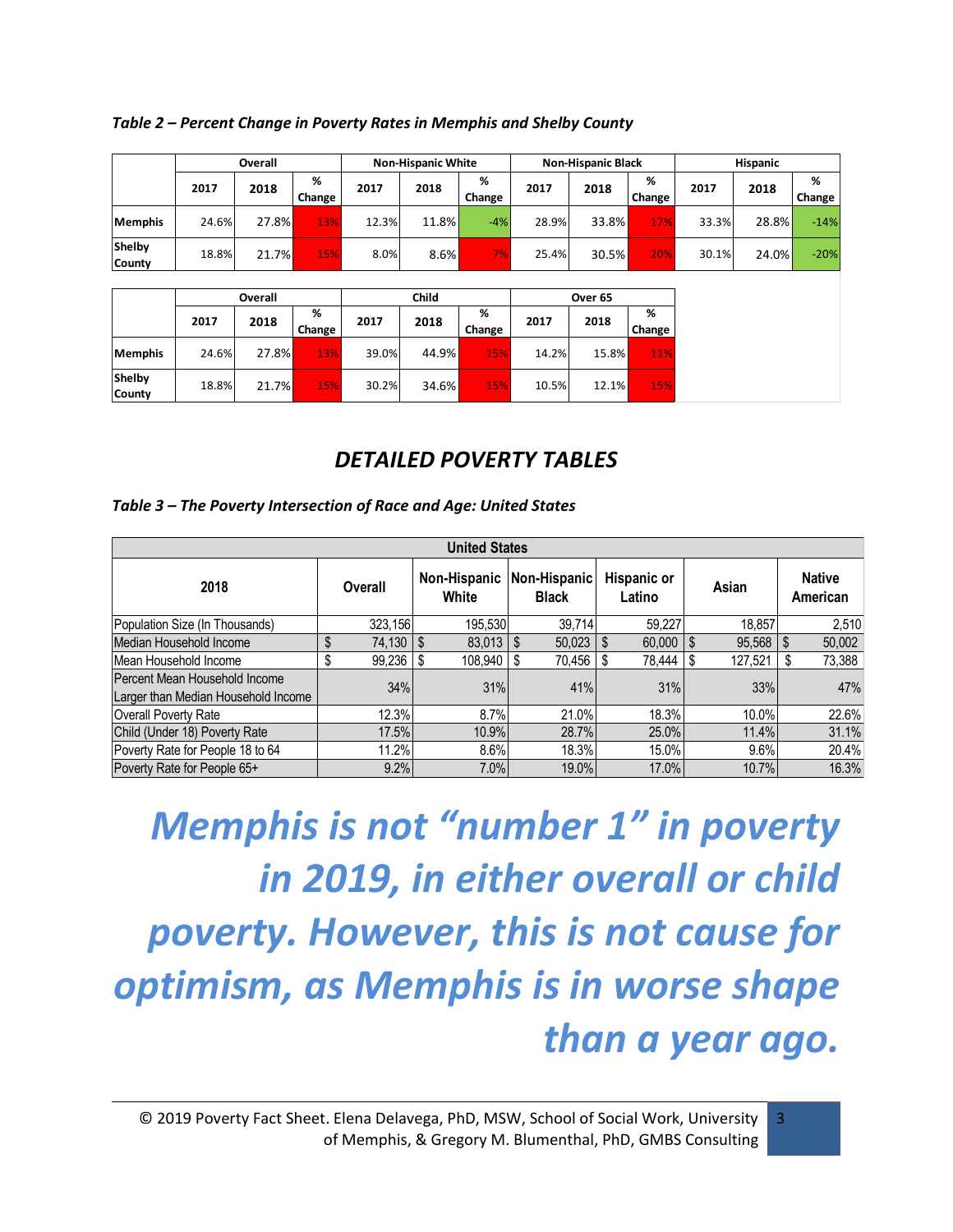*Table 2 – Percent Change in Poverty Rates in Memphis and Shelby County*

| | Overall | | | Non-Hispanic White | | | Non-Hispanic Black | | | Hispanic | | |
|---|---|---|---|---|---|---|---|---|---|---|---|---|
| | 2017 | 2018 | % Change | 2017 | 2018 | % Change | 2017 | 2018 | % Change | 2017 | 2018 | % Change |
| **Memphis** | 24.6% | 27.8% | 13% | 12.3% | 11.8% | -4% | 28.9% | 33.8% | 17% | 33.3% | 28.8% | -14% |
| **Shelby County** | 18.8% | 21.7% | 15% | 8.0% | 8.6% | 7% | 25.4% | 30.5% | 20% | 30.1% | 24.0% | -20% |

| | Overall | | | Child | | | Over 65 | | |
|---|---|---|---|---|---|---|---|---|---|
| | 2017 | 2018 | % Change | 2017 | 2018 | % Change | 2017 | 2018 | % Change |
| **Memphis** | 24.6% | 27.8% | 13% | 39.0% | 44.9% | 15% | 14.2% | 15.8% | 11% |
| **Shelby County** | 18.8% | 21.7% | 15% | 30.2% | 34.6% | 15% | 10.5% | 12.1% | 15% |

## *DETAILED POVERTY TABLES*

*Table 3 – The Poverty Intersection of Race and Age: United States*

| United States | | | | | | |
|---|---|---|---|---|---|---|
| **2018** | **Overall** | **Non-Hispanic White** | **Non-Hispanic Black** | **Hispanic or Latino** | **Asian** | **Native American** |
| Population Size (In Thousands) | 323,156 | 195,530 | 39,714 | 59,227 | 18,857 | 2,510 |
| Median Household Income | $ 74,130 | $ 83,013 | $ 50,023 | $ 60,000 | $ 95,568 | $ 50,002 |
| Mean Household Income | $ 99,236 | $ 108,940 | $ 70,456 | $ 78,444 | $ 127,521 | $ 73,388 |
| Percent Mean Household Income Larger than Median Household Income | 34% | 31% | 41% | 31% | 33% | 47% |
| Overall Poverty Rate | 12.3% | 8.7% | 21.0% | 18.3% | 10.0% | 22.6% |
| Child (Under 18) Poverty Rate | 17.5% | 10.9% | 28.7% | 25.0% | 11.4% | 31.1% |
| Poverty Rate for People 18 to 64 | 11.2% | 8.6% | 18.3% | 15.0% | 9.6% | 20.4% |
| Poverty Rate for People 65+ | 9.2% | 7.0% | 19.0% | 17.0% | 10.7% | 16.3% |

***Memphis is not "number 1" in poverty in 2019, in either overall or child poverty. However, this is not cause for optimism, as Memphis is in worse shape than a year ago.***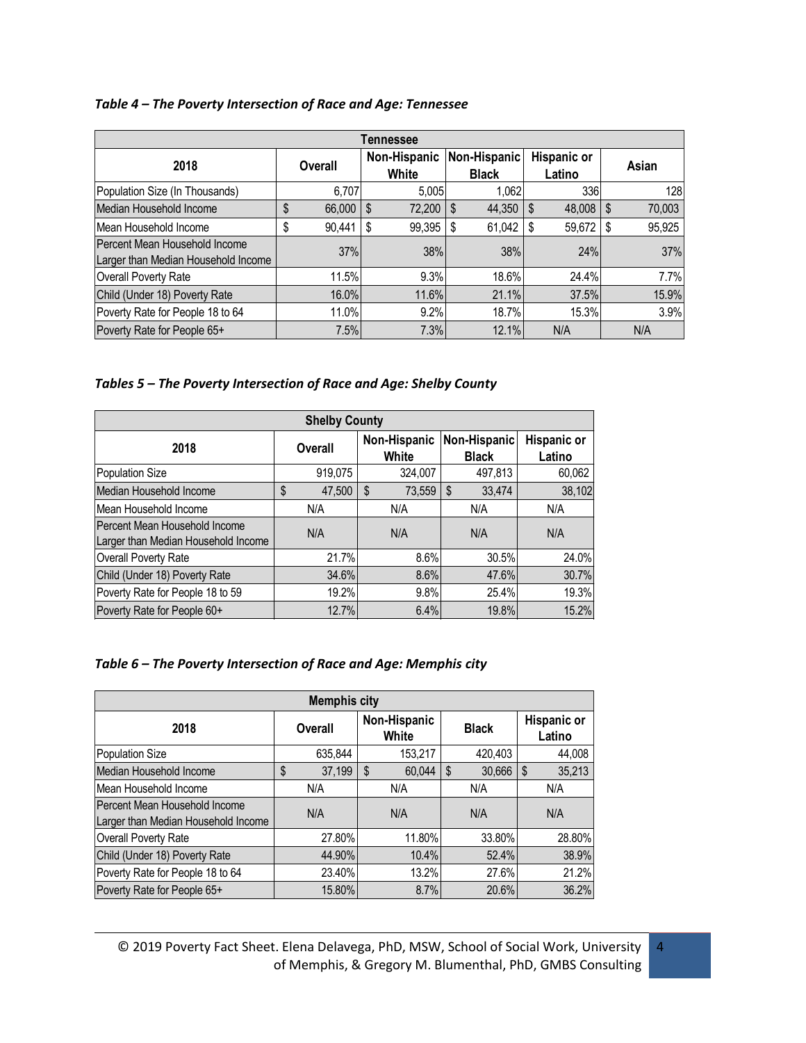*Table 4 – The Poverty Intersection of Race and Age: Tennessee*

| Tennessee | | | | | |
|---|---|---|---|---|---|
| 2018 | Overall | Non-Hispanic White | Non-Hispanic Black | Hispanic or Latino | Asian |
| Population Size (In Thousands) | 6,707 | 5,005 | 1,062 | 336 | 128 |
| Median Household Income | $ 66,000 | $ 72,200 | $ 44,350 | $ 48,008 | $ 70,003 |
| Mean Household Income | $ 90,441 | $ 99,395 | $ 61,042 | $ 59,672 | $ 95,925 |
| Percent Mean Household Income Larger than Median Household Income | 37% | 38% | 38% | 24% | 37% |
| Overall Poverty Rate | 11.5% | 9.3% | 18.6% | 24.4% | 7.7% |
| Child (Under 18) Poverty Rate | 16.0% | 11.6% | 21.1% | 37.5% | 15.9% |
| Poverty Rate for People 18 to 64 | 11.0% | 9.2% | 18.7% | 15.3% | 3.9% |
| Poverty Rate for People 65+ | 7.5% | 7.3% | 12.1% | N/A | N/A |

*Tables 5 – The Poverty Intersection of Race and Age: Shelby County*

| Shelby County | | | | |
|---|---|---|---|---|
| 2018 | Overall | Non-Hispanic White | Non-Hispanic Black | Hispanic or Latino |
| Population Size | 919,075 | 324,007 | 497,813 | 60,062 |
| Median Household Income | $ 47,500 | $ 73,559 | $ 33,474 | 38,102 |
| Mean Household Income | N/A | N/A | N/A | N/A |
| Percent Mean Household Income Larger than Median Household Income | N/A | N/A | N/A | N/A |
| Overall Poverty Rate | 21.7% | 8.6% | 30.5% | 24.0% |
| Child (Under 18) Poverty Rate | 34.6% | 8.6% | 47.6% | 30.7% |
| Poverty Rate for People 18 to 59 | 19.2% | 9.8% | 25.4% | 19.3% |
| Poverty Rate for People 60+ | 12.7% | 6.4% | 19.8% | 15.2% |

*Table 6 – The Poverty Intersection of Race and Age: Memphis city*

| Memphis city | | | | |
|---|---|---|---|---|
| 2018 | Overall | Non-Hispanic White | Black | Hispanic or Latino |
| Population Size | 635,844 | 153,217 | 420,403 | 44,008 |
| Median Household Income | $ 37,199 | $ 60,044 | $ 30,666 | $ 35,213 |
| Mean Household Income | N/A | N/A | N/A | N/A |
| Percent Mean Household Income Larger than Median Household Income | N/A | N/A | N/A | N/A |
| Overall Poverty Rate | 27.80% | 11.80% | 33.80% | 28.80% |
| Child (Under 18) Poverty Rate | 44.90% | 10.4% | 52.4% | 38.9% |
| Poverty Rate for People 18 to 64 | 23.40% | 13.2% | 27.6% | 21.2% |
| Poverty Rate for People 65+ | 15.80% | 8.7% | 20.6% | 36.2% |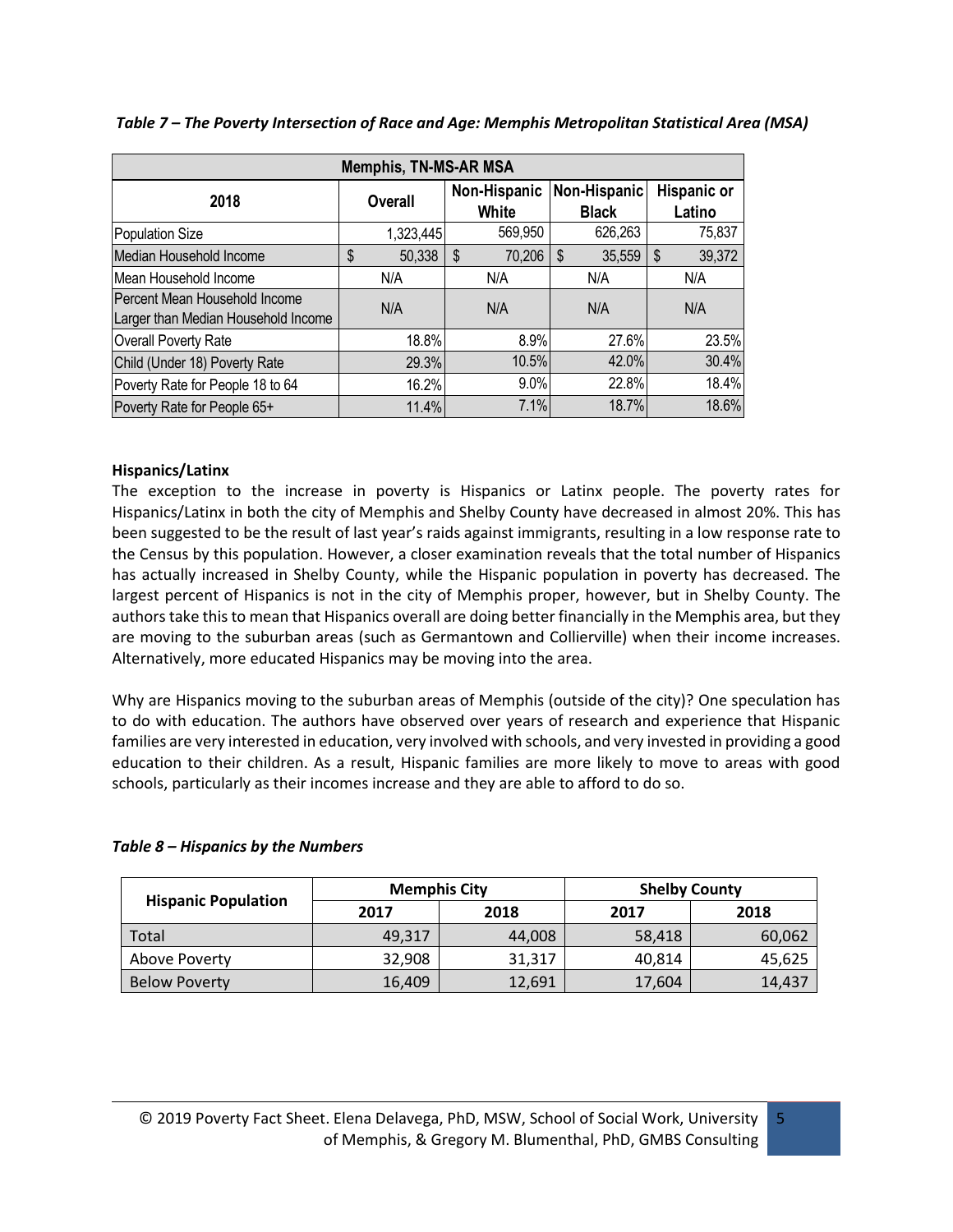*Table 7 – The Poverty Intersection of Race and Age: Memphis Metropolitan Statistical Area (MSA)*

| Memphis, TN-MS-AR MSA | | | | |
|---|---|---|---|---|
| 2018 | Overall | Non-Hispanic White | Non-Hispanic Black | Hispanic or Latino |
| Population Size | 1,323,445 | 569,950 | 626,263 | 75,837 |
| Median Household Income | $ 50,338 | $ 70,206 | $ 35,559 | $ 39,372 |
| Mean Household Income | N/A | N/A | N/A | N/A |
| Percent Mean Household Income Larger than Median Household Income | N/A | N/A | N/A | N/A |
| Overall Poverty Rate | 18.8% | 8.9% | 27.6% | 23.5% |
| Child (Under 18) Poverty Rate | 29.3% | 10.5% | 42.0% | 30.4% |
| Poverty Rate for People 18 to 64 | 16.2% | 9.0% | 22.8% | 18.4% |
| Poverty Rate for People 65+ | 11.4% | 7.1% | 18.7% | 18.6% |

**Hispanics/Latinx**

The exception to the increase in poverty is Hispanics or Latinx people. The poverty rates for Hispanics/Latinx in both the city of Memphis and Shelby County have decreased in almost 20%. This has been suggested to be the result of last year's raids against immigrants, resulting in a low response rate to the Census by this population. However, a closer examination reveals that the total number of Hispanics has actually increased in Shelby County, while the Hispanic population in poverty has decreased. The largest percent of Hispanics is not in the city of Memphis proper, however, but in Shelby County. The authors take this to mean that Hispanics overall are doing better financially in the Memphis area, but they are moving to the suburban areas (such as Germantown and Collierville) when their income increases. Alternatively, more educated Hispanics may be moving into the area.

Why are Hispanics moving to the suburban areas of Memphis (outside of the city)? One speculation has to do with education. The authors have observed over years of research and experience that Hispanic families are very interested in education, very involved with schools, and very invested in providing a good education to their children. As a result, Hispanic families are more likely to move to areas with good schools, particularly as their incomes increase and they are able to afford to do so.

*Table 8 – Hispanics by the Numbers*

| Hispanic Population | Memphis City | | Shelby County | |
|---|---|---|---|---|
| | 2017 | 2018 | 2017 | 2018 |
| Total | 49,317 | 44,008 | 58,418 | 60,062 |
| Above Poverty | 32,908 | 31,317 | 40,814 | 45,625 |
| Below Poverty | 16,409 | 12,691 | 17,604 | 14,437 |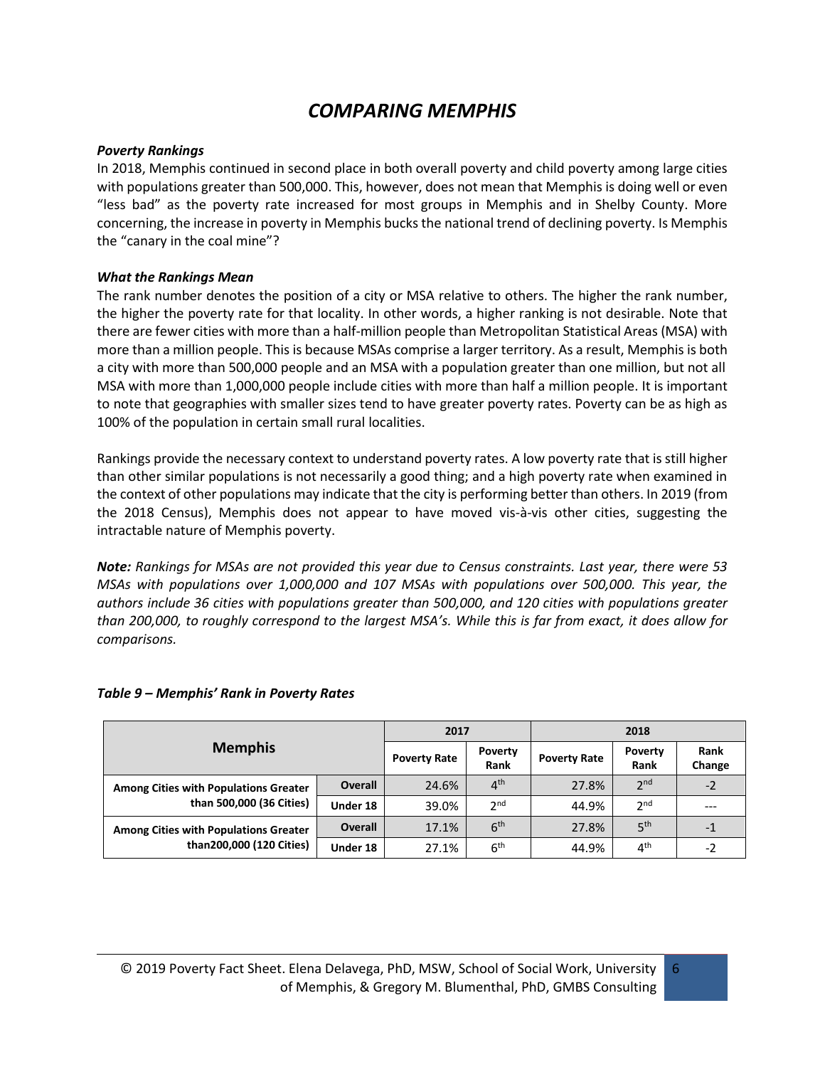# *COMPARING MEMPHIS*

***Poverty Rankings***

In 2018, Memphis continued in second place in both overall poverty and child poverty among large cities with populations greater than 500,000. This, however, does not mean that Memphis is doing well or even "less bad" as the poverty rate increased for most groups in Memphis and in Shelby County. More concerning, the increase in poverty in Memphis bucks the national trend of declining poverty. Is Memphis the "canary in the coal mine"?

***What the Rankings Mean***

The rank number denotes the position of a city or MSA relative to others. The higher the rank number, the higher the poverty rate for that locality. In other words, a higher ranking is not desirable. Note that there are fewer cities with more than a half-million people than Metropolitan Statistical Areas (MSA) with more than a million people. This is because MSAs comprise a larger territory. As a result, Memphis is both a city with more than 500,000 people and an MSA with a population greater than one million, but not all MSA with more than 1,000,000 people include cities with more than half a million people. It is important to note that geographies with smaller sizes tend to have greater poverty rates. Poverty can be as high as 100% of the population in certain small rural localities.

Rankings provide the necessary context to understand poverty rates. A low poverty rate that is still higher than other similar populations is not necessarily a good thing; and a high poverty rate when examined in the context of other populations may indicate that the city is performing better than others. In 2019 (from the 2018 Census), Memphis does not appear to have moved vis-à-vis other cities, suggesting the intractable nature of Memphis poverty.

***Note:*** *Rankings for MSAs are not provided this year due to Census constraints. Last year, there were 53 MSAs with populations over 1,000,000 and 107 MSAs with populations over 500,000. This year, the authors include 36 cities with populations greater than 500,000, and 120 cities with populations greater than 200,000, to roughly correspond to the largest MSA's. While this is far from exact, it does allow for comparisons.*

***Table 9 – Memphis' Rank in Poverty Rates***

| Memphis | | 2017 | | 2018 | | |
|---|---|---|---|---|---|---|
| | | Poverty Rate | Poverty Rank | Poverty Rate | Poverty Rank | Rank Change |
| Among Cities with Populations Greater than 500,000 (36 Cities) | Overall | 24.6% | 4th | 27.8% | 2nd | -2 |
| | Under 18 | 39.0% | 2nd | 44.9% | 2nd | --- |
| Among Cities with Populations Greater than200,000 (120 Cities) | Overall | 17.1% | 6th | 27.8% | 5th | -1 |
| | Under 18 | 27.1% | 6th | 44.9% | 4th | -2 |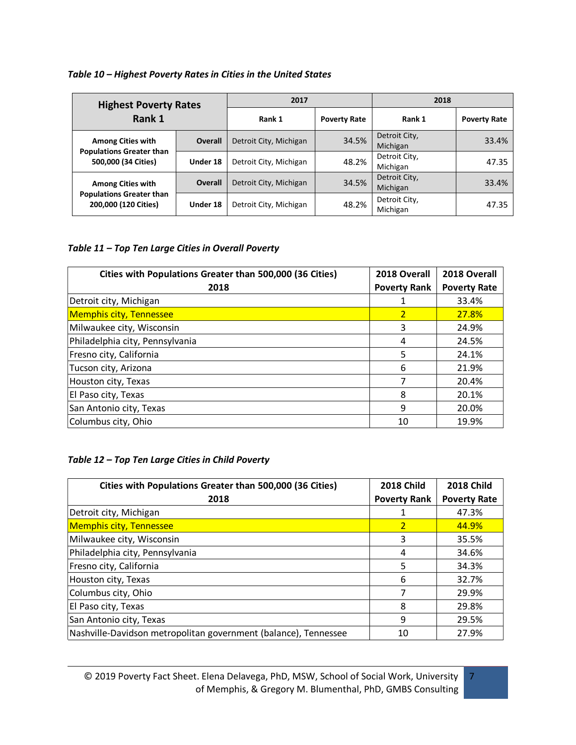*Table 10 – Highest Poverty Rates in Cities in the United States*

| Highest Poverty Rates Rank 1 | | 2017 | | 2018 | |
|---|---|---|---|---|---|
| | | Rank 1 | Poverty Rate | Rank 1 | Poverty Rate |
| Among Cities with Populations Greater than 500,000 (34 Cities) | Overall | Detroit City, Michigan | 34.5% | Detroit City, Michigan | 33.4% |
| | Under 18 | Detroit City, Michigan | 48.2% | Detroit City, Michigan | 47.35 |
| Among Cities with Populations Greater than 200,000 (120 Cities) | Overall | Detroit City, Michigan | 34.5% | Detroit City, Michigan | 33.4% |
| | Under 18 | Detroit City, Michigan | 48.2% | Detroit City, Michigan | 47.35 |

*Table 11 – Top Ten Large Cities in Overall Poverty*

| Cities with Populations Greater than 500,000 (36 Cities) 2018 | 2018 Overall Poverty Rank | 2018 Overall Poverty Rate |
|---|---|---|
| Detroit city, Michigan | 1 | 33.4% |
| Memphis city, Tennessee | 2 | 27.8% |
| Milwaukee city, Wisconsin | 3 | 24.9% |
| Philadelphia city, Pennsylvania | 4 | 24.5% |
| Fresno city, California | 5 | 24.1% |
| Tucson city, Arizona | 6 | 21.9% |
| Houston city, Texas | 7 | 20.4% |
| El Paso city, Texas | 8 | 20.1% |
| San Antonio city, Texas | 9 | 20.0% |
| Columbus city, Ohio | 10 | 19.9% |

*Table 12 – Top Ten Large Cities in Child Poverty*

| Cities with Populations Greater than 500,000 (36 Cities) 2018 | 2018 Child Poverty Rank | 2018 Child Poverty Rate |
|---|---|---|
| Detroit city, Michigan | 1 | 47.3% |
| Memphis city, Tennessee | 2 | 44.9% |
| Milwaukee city, Wisconsin | 3 | 35.5% |
| Philadelphia city, Pennsylvania | 4 | 34.6% |
| Fresno city, California | 5 | 34.3% |
| Houston city, Texas | 6 | 32.7% |
| Columbus city, Ohio | 7 | 29.9% |
| El Paso city, Texas | 8 | 29.8% |
| San Antonio city, Texas | 9 | 29.5% |
| Nashville-Davidson metropolitan government (balance), Tennessee | 10 | 27.9% |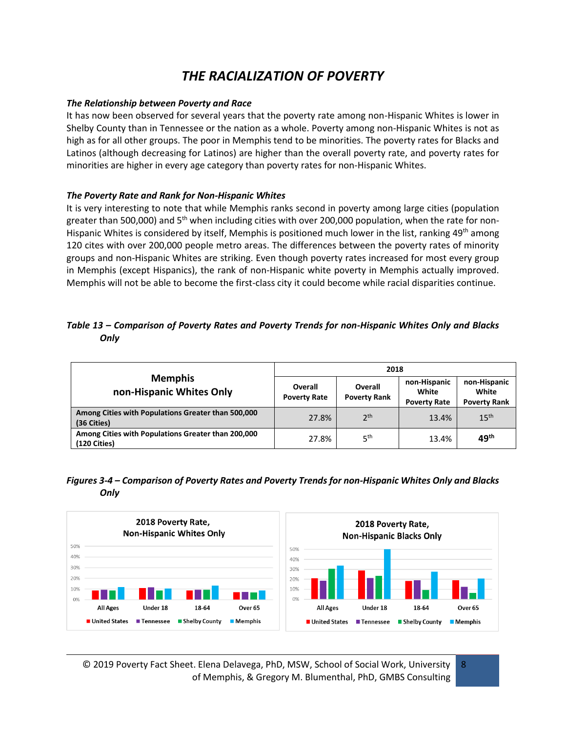# *THE RACIALIZATION OF POVERTY*

### *The Relationship between Poverty and Race*

It has now been observed for several years that the poverty rate among non-Hispanic Whites is lower in Shelby County than in Tennessee or the nation as a whole. Poverty among non-Hispanic Whites is not as high as for all other groups. The poor in Memphis tend to be minorities. The poverty rates for Blacks and Latinos (although decreasing for Latinos) are higher than the overall poverty rate, and poverty rates for minorities are higher in every age category than poverty rates for non-Hispanic Whites.

### *The Poverty Rate and Rank for Non-Hispanic Whites*

It is very interesting to note that while Memphis ranks second in poverty among large cities (population greater than 500,000) and 5th when including cities with over 200,000 population, when the rate for non-Hispanic Whites is considered by itself, Memphis is positioned much lower in the list, ranking 49th among 120 cites with over 200,000 people metro areas. The differences between the poverty rates of minority groups and non-Hispanic Whites are striking. Even though poverty rates increased for most every group in Memphis (except Hispanics), the rank of non-Hispanic white poverty in Memphis actually improved. Memphis will not be able to become the first-class city it could become while racial disparities continue.

*Table 13 – Comparison of Poverty Rates and Poverty Trends for non-Hispanic Whites Only and Blacks Only*

| Memphis non-Hispanic Whites Only | 2018 | | | |
|---|---|---|---|---|
| | Overall Poverty Rate | Overall Poverty Rank | non-Hispanic White Poverty Rate | non-Hispanic White Poverty Rank |
| **Among Cities with Populations Greater than 500,000 (36 Cities)** | 27.8% | 2th | 13.4% | 15th |
| **Among Cities with Populations Greater than 200,000 (120 Cities)** | 27.8% | 5th | 13.4% | **49th** |

*Figures 3-4 – Comparison of Poverty Rates and Poverty Trends for non-Hispanic Whites Only and Blacks Only*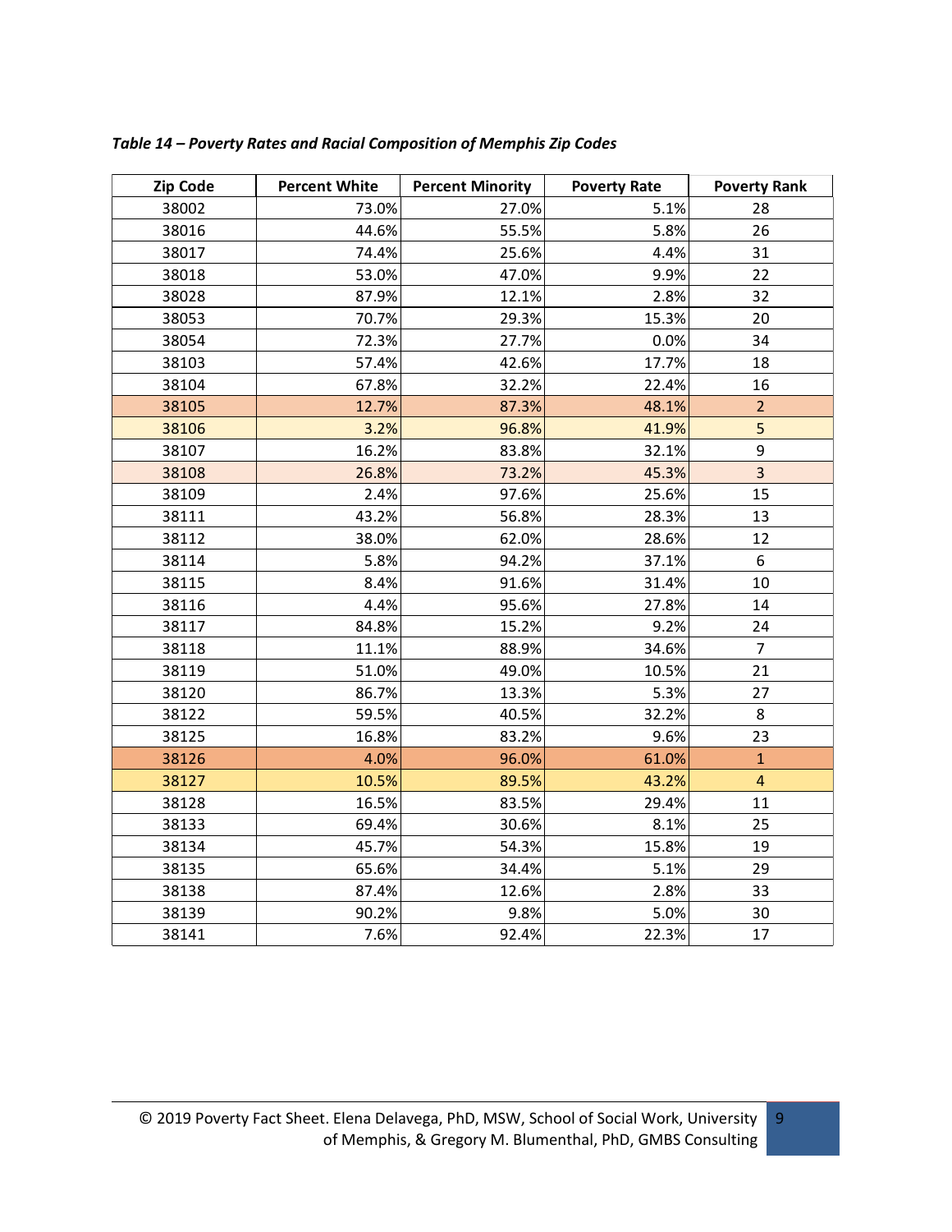*Table 14 – Poverty Rates and Racial Composition of Memphis Zip Codes*

| Zip Code | Percent White | Percent Minority | Poverty Rate | Poverty Rank |
|---|---|---|---|---|
| 38002 | 73.0% | 27.0% | 5.1% | 28 |
| 38016 | 44.6% | 55.5% | 5.8% | 26 |
| 38017 | 74.4% | 25.6% | 4.4% | 31 |
| 38018 | 53.0% | 47.0% | 9.9% | 22 |
| 38028 | 87.9% | 12.1% | 2.8% | 32 |
| 38053 | 70.7% | 29.3% | 15.3% | 20 |
| 38054 | 72.3% | 27.7% | 0.0% | 34 |
| 38103 | 57.4% | 42.6% | 17.7% | 18 |
| 38104 | 67.8% | 32.2% | 22.4% | 16 |
| 38105 | 12.7% | 87.3% | 48.1% | 2 |
| 38106 | 3.2% | 96.8% | 41.9% | 5 |
| 38107 | 16.2% | 83.8% | 32.1% | 9 |
| 38108 | 26.8% | 73.2% | 45.3% | 3 |
| 38109 | 2.4% | 97.6% | 25.6% | 15 |
| 38111 | 43.2% | 56.8% | 28.3% | 13 |
| 38112 | 38.0% | 62.0% | 28.6% | 12 |
| 38114 | 5.8% | 94.2% | 37.1% | 6 |
| 38115 | 8.4% | 91.6% | 31.4% | 10 |
| 38116 | 4.4% | 95.6% | 27.8% | 14 |
| 38117 | 84.8% | 15.2% | 9.2% | 24 |
| 38118 | 11.1% | 88.9% | 34.6% | 7 |
| 38119 | 51.0% | 49.0% | 10.5% | 21 |
| 38120 | 86.7% | 13.3% | 5.3% | 27 |
| 38122 | 59.5% | 40.5% | 32.2% | 8 |
| 38125 | 16.8% | 83.2% | 9.6% | 23 |
| 38126 | 4.0% | 96.0% | 61.0% | 1 |
| 38127 | 10.5% | 89.5% | 43.2% | 4 |
| 38128 | 16.5% | 83.5% | 29.4% | 11 |
| 38133 | 69.4% | 30.6% | 8.1% | 25 |
| 38134 | 45.7% | 54.3% | 15.8% | 19 |
| 38135 | 65.6% | 34.4% | 5.1% | 29 |
| 38138 | 87.4% | 12.6% | 2.8% | 33 |
| 38139 | 90.2% | 9.8% | 5.0% | 30 |
| 38141 | 7.6% | 92.4% | 22.3% | 17 |

© 2019 Poverty Fact Sheet. Elena Delavega, PhD, MSW, School of Social Work, University of Memphis, & Gregory M. Blumenthal, PhD, GMBS Consulting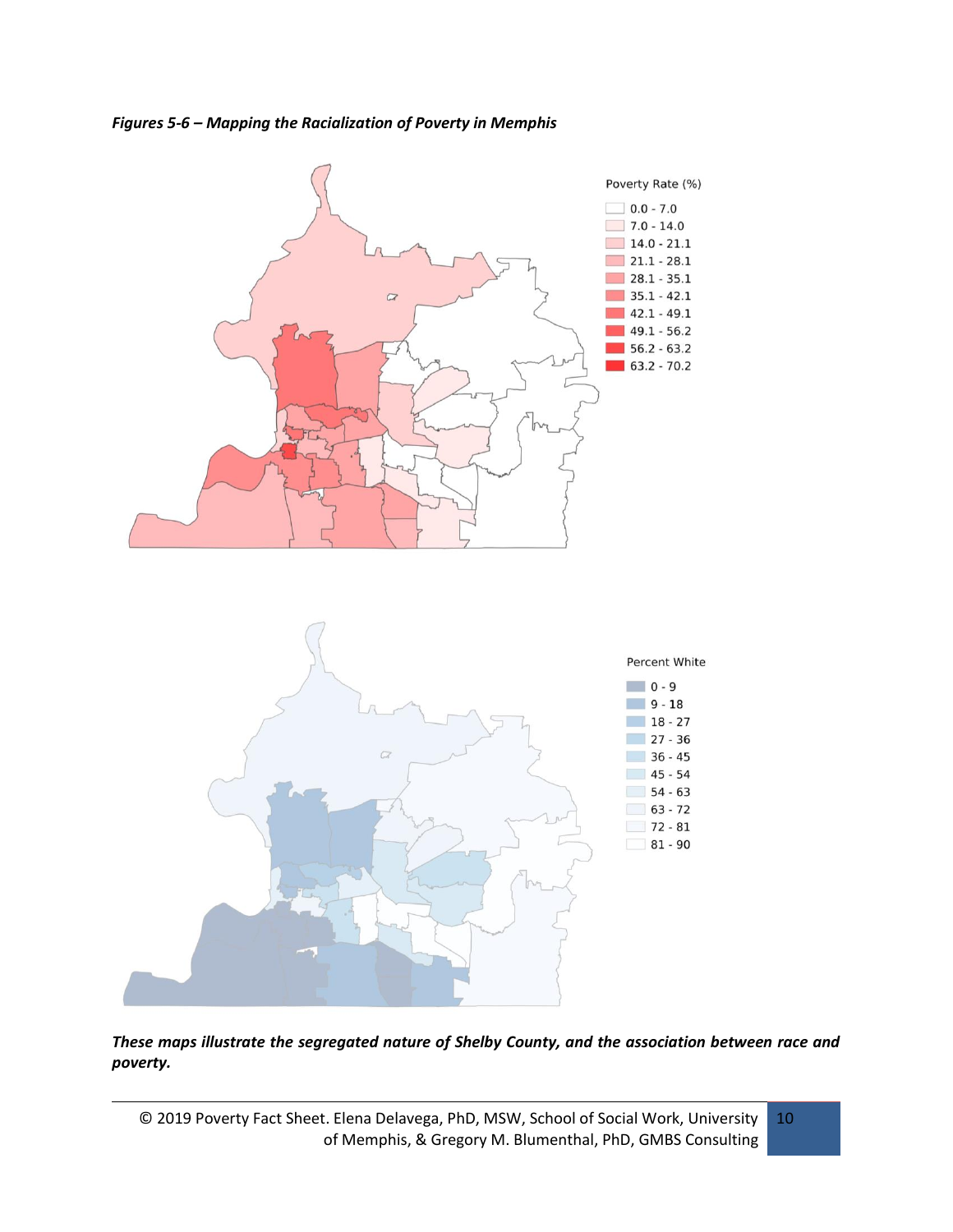***Figures 5-6 – Mapping the Racialization of Poverty in Memphis***

Poverty Rate (%)

- 0.0 - 7.0
- 7.0 - 14.0
- 14.0 - 21.1
- 21.1 - 28.1
- 28.1 - 35.1
- 35.1 - 42.1
- 42.1 - 49.1
- 49.1 - 56.2
- 56.2 - 63.2
- 63.2 - 70.2

Percent White

- 0 - 9
- 9 - 18
- 18 - 27
- 27 - 36
- 36 - 45
- 45 - 54
- 54 - 63
- 63 - 72
- 72 - 81
- 81 - 90

***These maps illustrate the segregated nature of Shelby County, and the association between race and poverty.***

© 2019 Poverty Fact Sheet. Elena Delavega, PhD, MSW, School of Social Work, University of Memphis, & Gregory M. Blumenthal, PhD, GMBS Consulting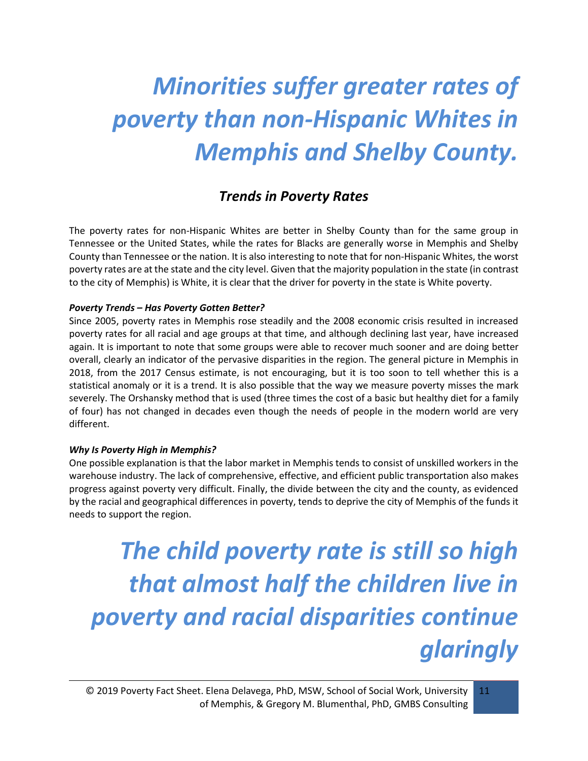*Minorities suffer greater rates of poverty than non-Hispanic Whites in Memphis and Shelby County.*

## *Trends in Poverty Rates*

The poverty rates for non-Hispanic Whites are better in Shelby County than for the same group in Tennessee or the United States, while the rates for Blacks are generally worse in Memphis and Shelby County than Tennessee or the nation. It is also interesting to note that for non-Hispanic Whites, the worst poverty rates are at the state and the city level. Given that the majority population in the state (in contrast to the city of Memphis) is White, it is clear that the driver for poverty in the state is White poverty.

***Poverty Trends – Has Poverty Gotten Better?***

Since 2005, poverty rates in Memphis rose steadily and the 2008 economic crisis resulted in increased poverty rates for all racial and age groups at that time, and although declining last year, have increased again. It is important to note that some groups were able to recover much sooner and are doing better overall, clearly an indicator of the pervasive disparities in the region. The general picture in Memphis in 2018, from the 2017 Census estimate, is not encouraging, but it is too soon to tell whether this is a statistical anomaly or it is a trend. It is also possible that the way we measure poverty misses the mark severely. The Orshansky method that is used (three times the cost of a basic but healthy diet for a family of four) has not changed in decades even though the needs of people in the modern world are very different.

***Why Is Poverty High in Memphis?***

One possible explanation is that the labor market in Memphis tends to consist of unskilled workers in the warehouse industry. The lack of comprehensive, effective, and efficient public transportation also makes progress against poverty very difficult. Finally, the divide between the city and the county, as evidenced by the racial and geographical differences in poverty, tends to deprive the city of Memphis of the funds it needs to support the region.

*The child poverty rate is still so high that almost half the children live in poverty and racial disparities continue glaringly*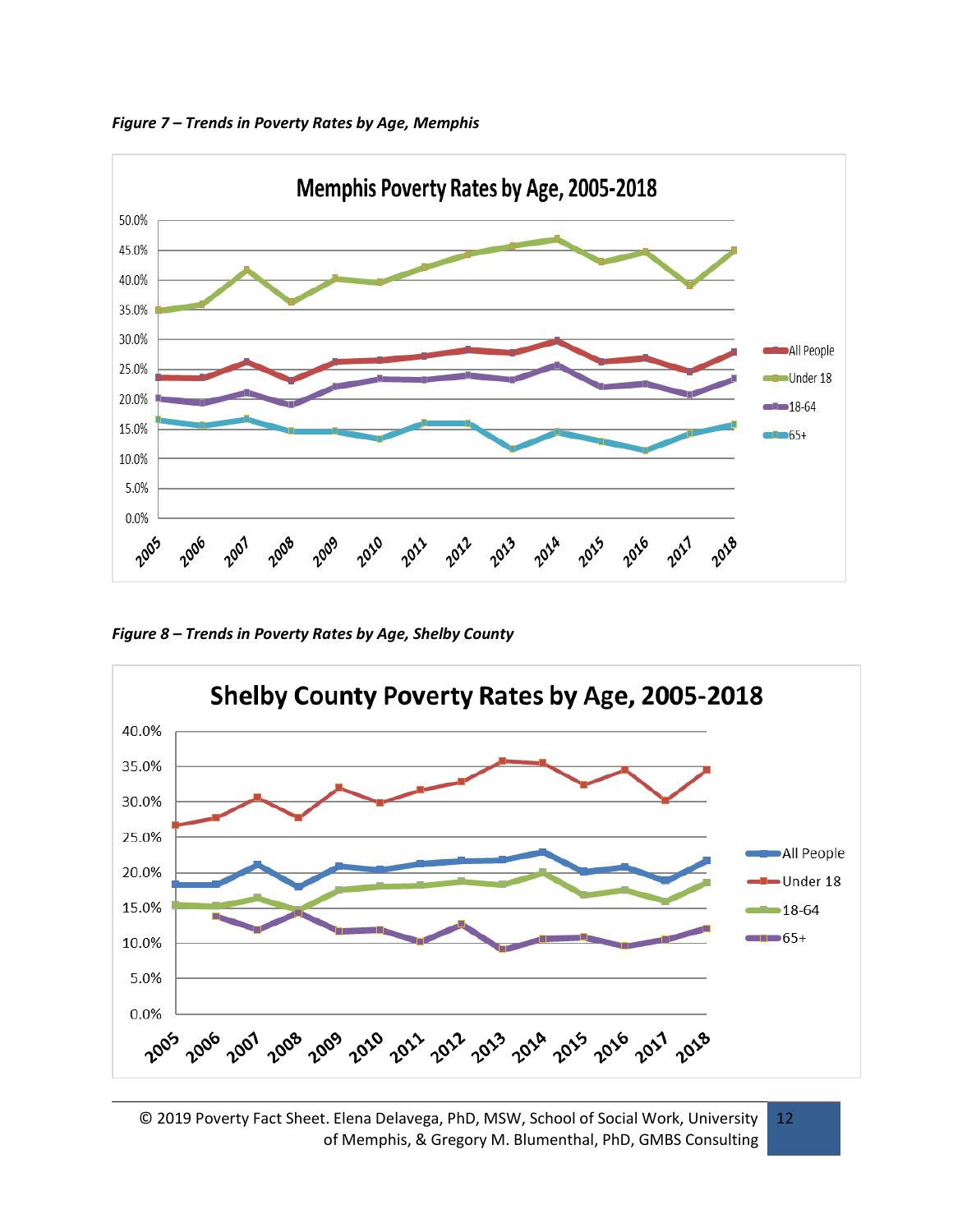*Figure 7 – Trends in Poverty Rates by Age, Memphis*

*Figure 8 – Trends in Poverty Rates by Age, Shelby County*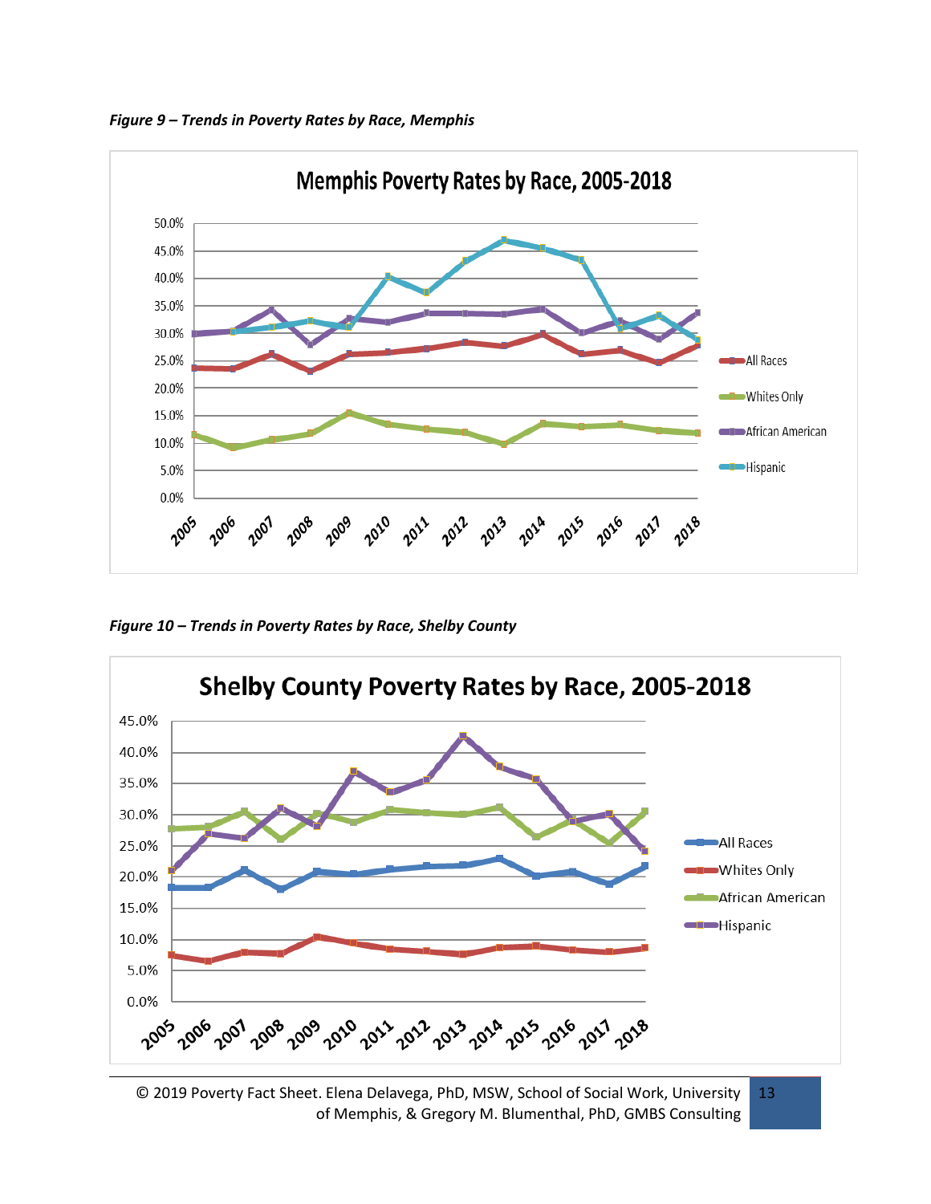*Figure 9 – Trends in Poverty Rates by Race, Memphis*

*Figure 10 – Trends in Poverty Rates by Race, Shelby County*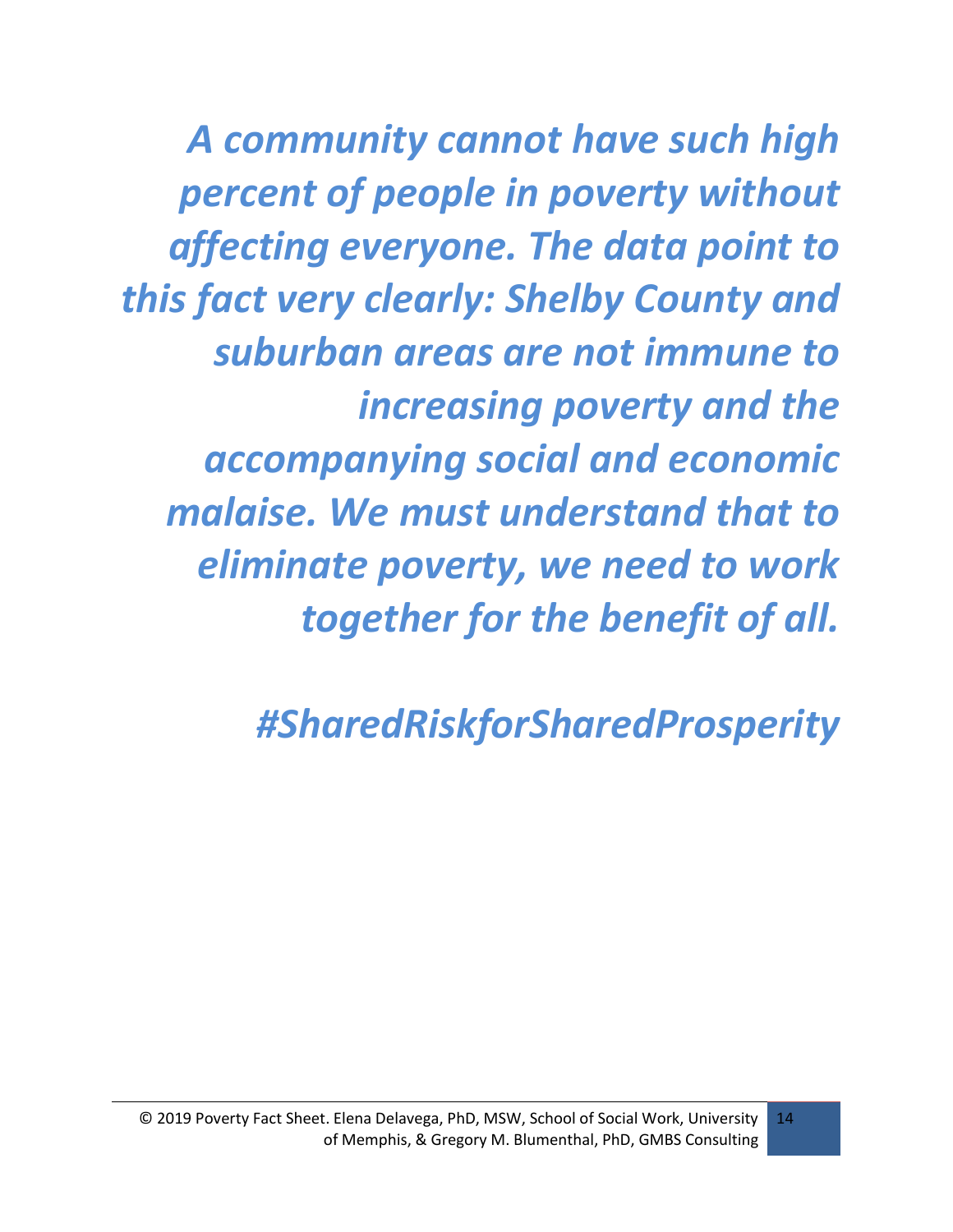*A community cannot have such high percent of people in poverty without affecting everyone. The data point to this fact very clearly: Shelby County and suburban areas are not immune to increasing poverty and the accompanying social and economic malaise. We must understand that to eliminate poverty, we need to work together for the benefit of all.*

*#SharedRiskforSharedProsperity*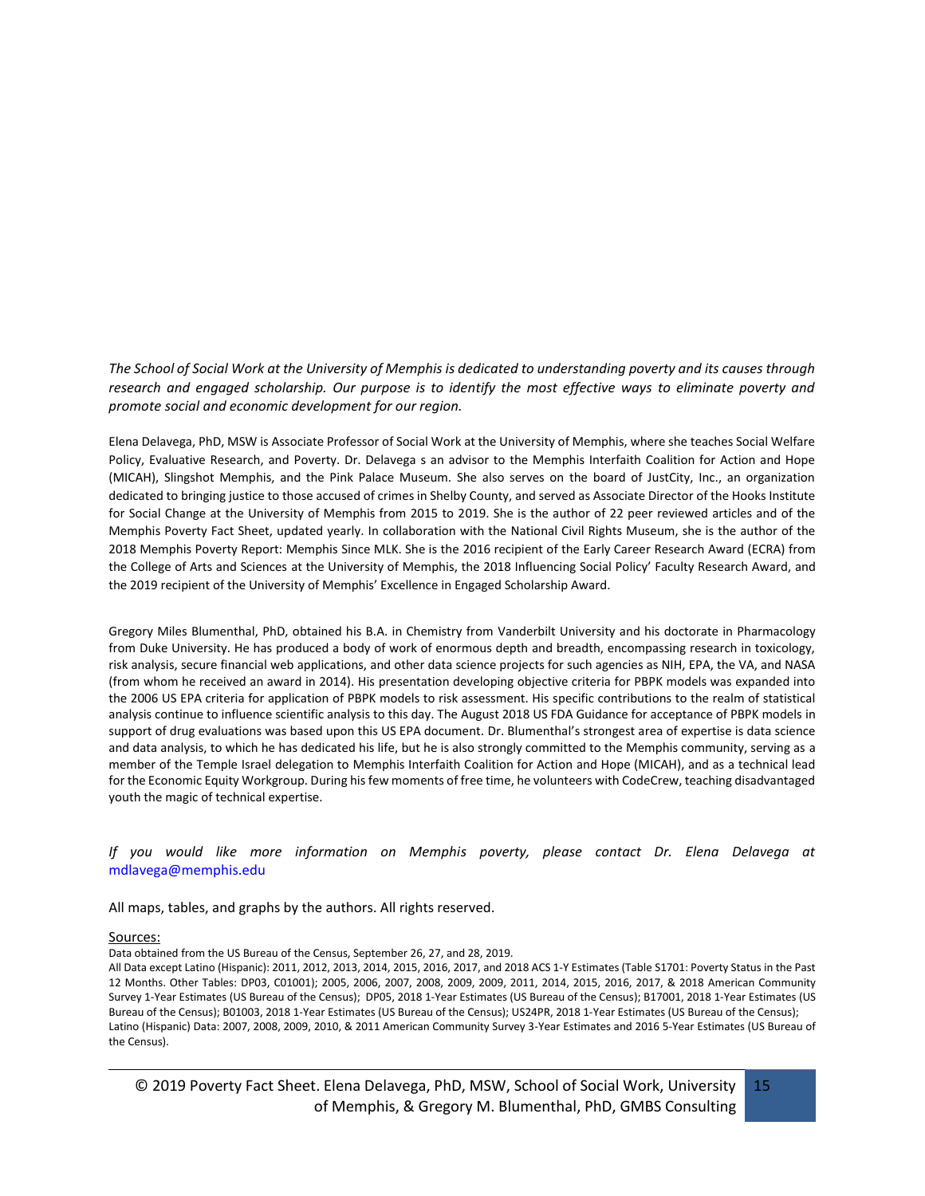*The School of Social Work at the University of Memphis is dedicated to understanding poverty and its causes through research and engaged scholarship. Our purpose is to identify the most effective ways to eliminate poverty and promote social and economic development for our region.*

Elena Delavega, PhD, MSW is Associate Professor of Social Work at the University of Memphis, where she teaches Social Welfare Policy, Evaluative Research, and Poverty. Dr. Delavega s an advisor to the Memphis Interfaith Coalition for Action and Hope (MICAH), Slingshot Memphis, and the Pink Palace Museum. She also serves on the board of JustCity, Inc., an organization dedicated to bringing justice to those accused of crimes in Shelby County, and served as Associate Director of the Hooks Institute for Social Change at the University of Memphis from 2015 to 2019. She is the author of 22 peer reviewed articles and of the Memphis Poverty Fact Sheet, updated yearly. In collaboration with the National Civil Rights Museum, she is the author of the 2018 Memphis Poverty Report: Memphis Since MLK. She is the 2016 recipient of the Early Career Research Award (ECRA) from the College of Arts and Sciences at the University of Memphis, the 2018 Influencing Social Policy' Faculty Research Award, and the 2019 recipient of the University of Memphis' Excellence in Engaged Scholarship Award.

Gregory Miles Blumenthal, PhD, obtained his B.A. in Chemistry from Vanderbilt University and his doctorate in Pharmacology from Duke University. He has produced a body of work of enormous depth and breadth, encompassing research in toxicology, risk analysis, secure financial web applications, and other data science projects for such agencies as NIH, EPA, the VA, and NASA (from whom he received an award in 2014). His presentation developing objective criteria for PBPK models was expanded into the 2006 US EPA criteria for application of PBPK models to risk assessment. His specific contributions to the realm of statistical analysis continue to influence scientific analysis to this day. The August 2018 US FDA Guidance for acceptance of PBPK models in support of drug evaluations was based upon this US EPA document. Dr. Blumenthal's strongest area of expertise is data science and data analysis, to which he has dedicated his life, but he is also strongly committed to the Memphis community, serving as a member of the Temple Israel delegation to Memphis Interfaith Coalition for Action and Hope (MICAH), and as a technical lead for the Economic Equity Workgroup. During his few moments of free time, he volunteers with CodeCrew, teaching disadvantaged youth the magic of technical expertise.

*If you would like more information on Memphis poverty, please contact Dr. Elena Delavega at* mdlavega@memphis.edu

All maps, tables, and graphs by the authors. All rights reserved.

Sources:

Data obtained from the US Bureau of the Census, September 26, 27, and 28, 2019.

All Data except Latino (Hispanic): 2011, 2012, 2013, 2014, 2015, 2016, 2017, and 2018 ACS 1-Y Estimates (Table S1701: Poverty Status in the Past 12 Months. Other Tables: DP03, C01001); 2005, 2006, 2007, 2008, 2009, 2009, 2011, 2014, 2015, 2016, 2017, & 2018 American Community Survey 1-Year Estimates (US Bureau of the Census); DP05, 2018 1-Year Estimates (US Bureau of the Census); B17001, 2018 1-Year Estimates (US Bureau of the Census); B01003, 2018 1-Year Estimates (US Bureau of the Census); US24PR, 2018 1-Year Estimates (US Bureau of the Census); Latino (Hispanic) Data: 2007, 2008, 2009, 2010, & 2011 American Community Survey 3-Year Estimates and 2016 5-Year Estimates (US Bureau of the Census).

© 2019 Poverty Fact Sheet. Elena Delavega, PhD, MSW, School of Social Work, University of Memphis, & Gregory M. Blumenthal, PhD, GMBS Consulting